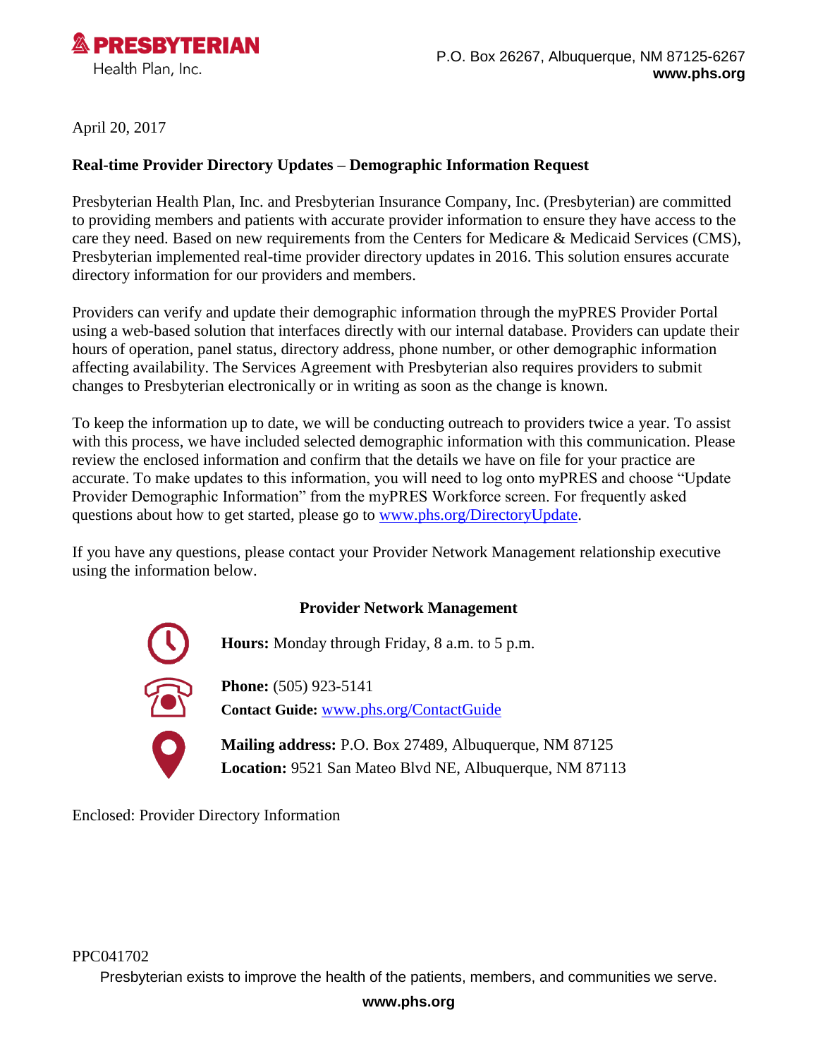**PRESBYTERIAN**
Health Plan, Inc.

P.O. Box 26267, Albuquerque, NM 87125-6267
**www.phs.org**

April 20, 2017

**Real-time Provider Directory Updates – Demographic Information Request**

Presbyterian Health Plan, Inc. and Presbyterian Insurance Company, Inc. (Presbyterian) are committed to providing members and patients with accurate provider information to ensure they have access to the care they need. Based on new requirements from the Centers for Medicare & Medicaid Services (CMS), Presbyterian implemented real-time provider directory updates in 2016. This solution ensures accurate directory information for our providers and members.

Providers can verify and update their demographic information through the myPRES Provider Portal using a web-based solution that interfaces directly with our internal database. Providers can update their hours of operation, panel status, directory address, phone number, or other demographic information affecting availability. The Services Agreement with Presbyterian also requires providers to submit changes to Presbyterian electronically or in writing as soon as the change is known.

To keep the information up to date, we will be conducting outreach to providers twice a year. To assist with this process, we have included selected demographic information with this communication. Please review the enclosed information and confirm that the details we have on file for your practice are accurate. To make updates to this information, you will need to log onto myPRES and choose "Update Provider Demographic Information" from the myPRES Workforce screen. For frequently asked questions about how to get started, please go to www.phs.org/DirectoryUpdate.

If you have any questions, please contact your Provider Network Management relationship executive using the information below.

**Provider Network Management**

**Hours:** Monday through Friday, 8 a.m. to 5 p.m.

**Phone:** (505) 923-5141
**Contact Guide:** www.phs.org/ContactGuide

**Mailing address:** P.O. Box 27489, Albuquerque, NM 87125
**Location:** 9521 San Mateo Blvd NE, Albuquerque, NM 87113

Enclosed: Provider Directory Information

PPC041702

Presbyterian exists to improve the health of the patients, members, and communities we serve.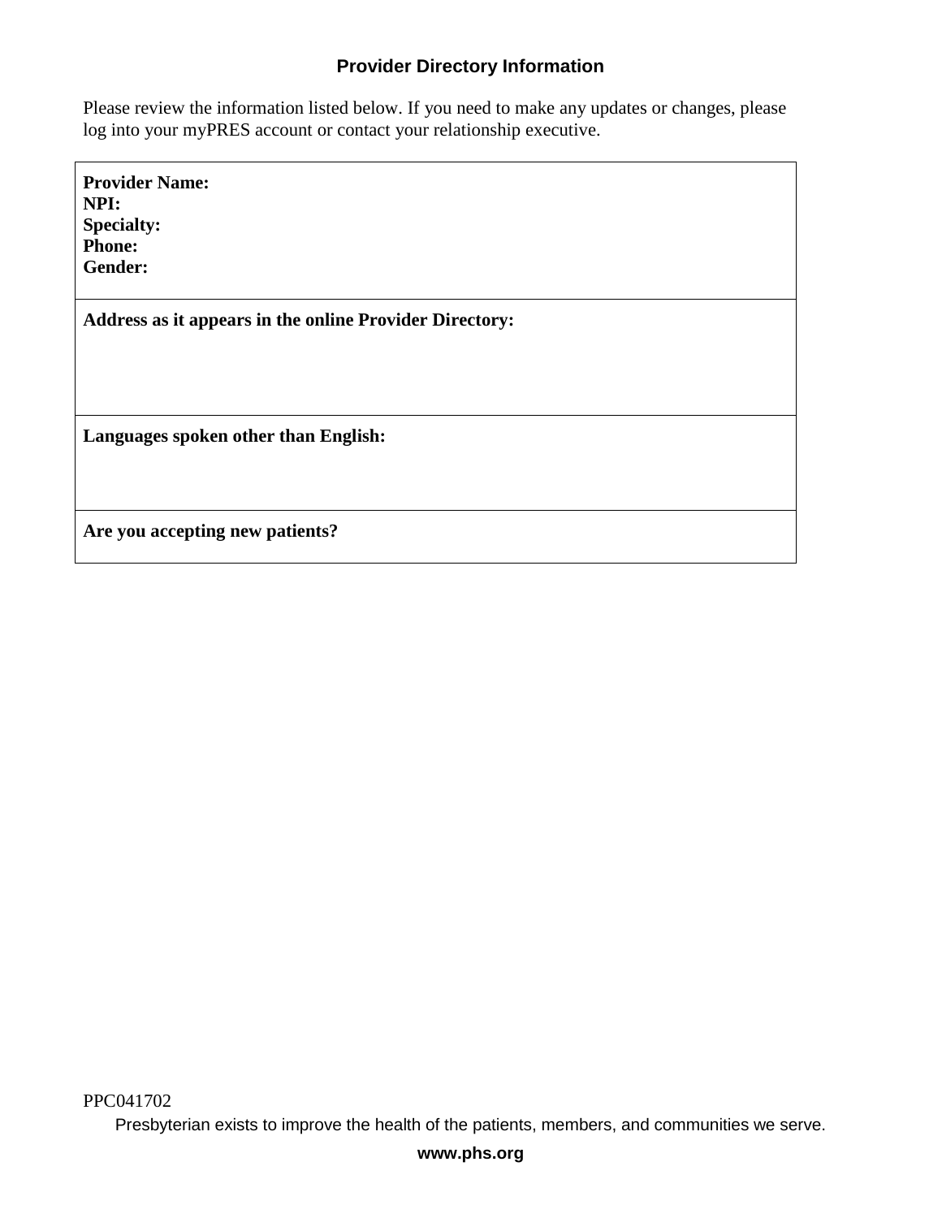## Provider Directory Information

Please review the information listed below. If you need to make any updates or changes, please log into your myPRES account or contact your relationship executive.

| |
|---|
| **Provider Name:**<br>**NPI:**<br>**Specialty:**<br>**Phone:**<br>**Gender:** |
| **Address as it appears in the online Provider Directory:** |
| **Languages spoken other than English:** |
| **Are you accepting new patients?** |

PPC041702

Presbyterian exists to improve the health of the patients, members, and communities we serve.

**www.phs.org**